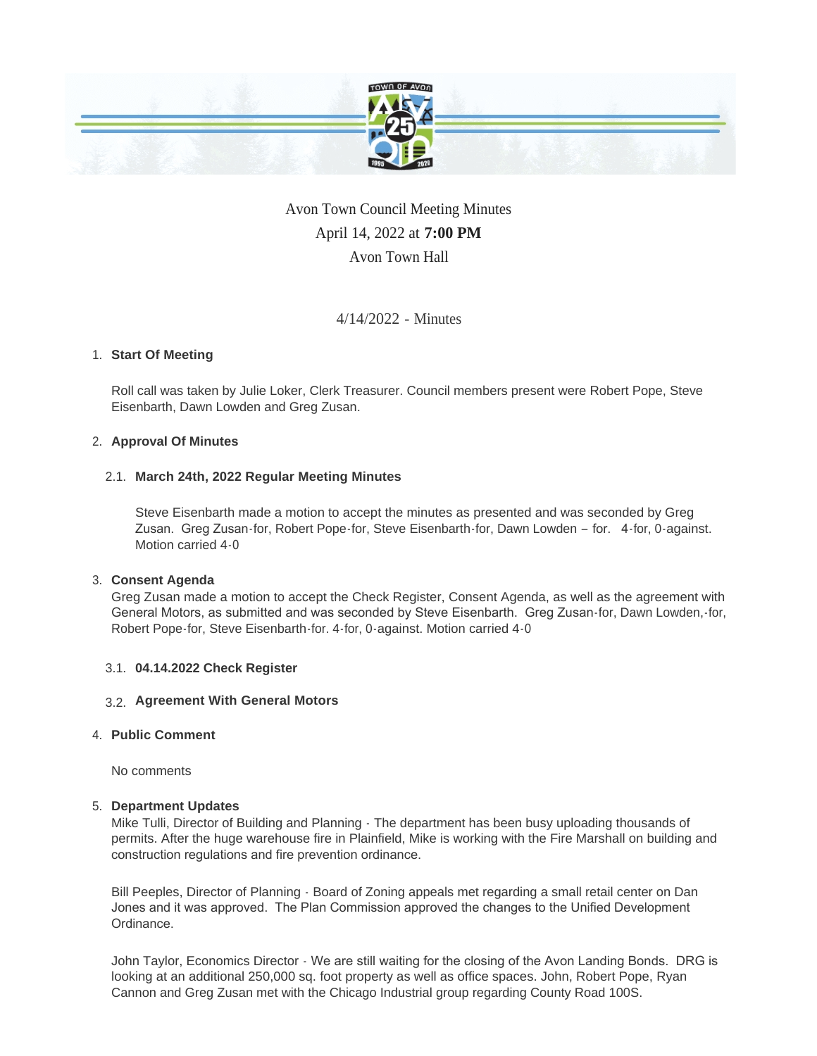Avon Town Council Meeting Minutes
April 14, 2022 at **7:00 PM**
Avon Town Hall

4/14/2022 - Minutes

1. **Start Of Meeting**

   Roll call was taken by Julie Loker, Clerk Treasurer. Council members present were Robert Pope, Steve Eisenbarth, Dawn Lowden and Greg Zusan.

2. **Approval Of Minutes**

   2.1. **March 24th, 2022 Regular Meeting Minutes**

   Steve Eisenbarth made a motion to accept the minutes as presented and was seconded by Greg Zusan. Greg Zusan-for, Robert Pope-for, Steve Eisenbarth-for, Dawn Lowden – for. 4-for, 0-against. Motion carried 4-0

3. **Consent Agenda**

   Greg Zusan made a motion to accept the Check Register, Consent Agenda, as well as the agreement with General Motors, as submitted and was seconded by Steve Eisenbarth. Greg Zusan-for, Dawn Lowden,-for, Robert Pope-for, Steve Eisenbarth-for. 4-for, 0-against. Motion carried 4-0

   3.1. **04.14.2022 Check Register**

   3.2. **Agreement With General Motors**

4. **Public Comment**

   No comments

5. **Department Updates**

   Mike Tulli, Director of Building and Planning - The department has been busy uploading thousands of permits. After the huge warehouse fire in Plainfield, Mike is working with the Fire Marshall on building and construction regulations and fire prevention ordinance.

   Bill Peeples, Director of Planning - Board of Zoning appeals met regarding a small retail center on Dan Jones and it was approved. The Plan Commission approved the changes to the Unified Development Ordinance.

   John Taylor, Economics Director - We are still waiting for the closing of the Avon Landing Bonds. DRG is looking at an additional 250,000 sq. foot property as well as office spaces. John, Robert Pope, Ryan Cannon and Greg Zusan met with the Chicago Industrial group regarding County Road 100S.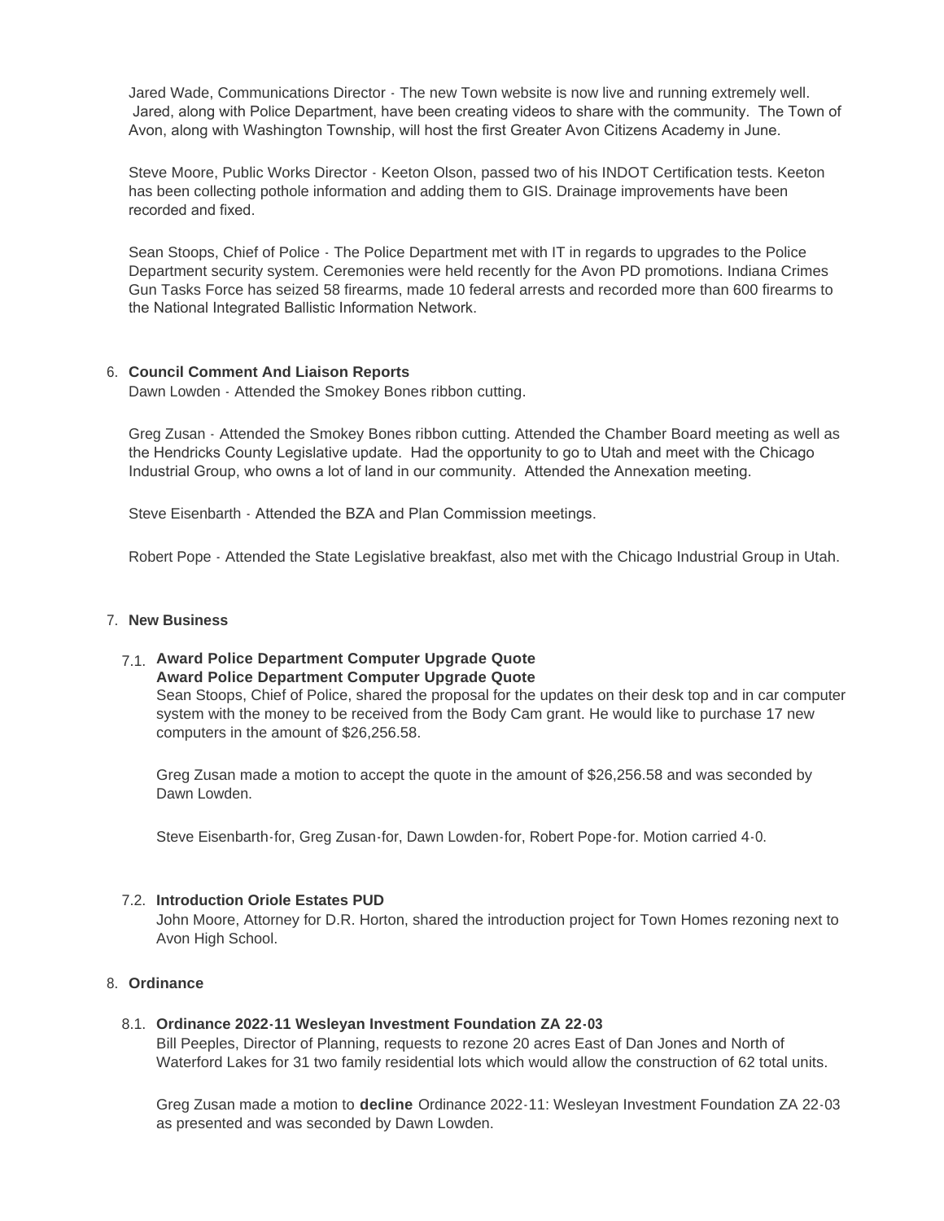Jared Wade, Communications Director - The new Town website is now live and running extremely well. Jared, along with Police Department, have been creating videos to share with the community. The Town of Avon, along with Washington Township, will host the first Greater Avon Citizens Academy in June.

Steve Moore, Public Works Director - Keeton Olson, passed two of his INDOT Certification tests. Keeton has been collecting pothole information and adding them to GIS. Drainage improvements have been recorded and fixed.

Sean Stoops, Chief of Police - The Police Department met with IT in regards to upgrades to the Police Department security system. Ceremonies were held recently for the Avon PD promotions. Indiana Crimes Gun Tasks Force has seized 58 firearms, made 10 federal arrests and recorded more than 600 firearms to the National Integrated Ballistic Information Network.

6. **Council Comment And Liaison Reports**

Dawn Lowden - Attended the Smokey Bones ribbon cutting.

Greg Zusan - Attended the Smokey Bones ribbon cutting. Attended the Chamber Board meeting as well as the Hendricks County Legislative update. Had the opportunity to go to Utah and meet with the Chicago Industrial Group, who owns a lot of land in our community. Attended the Annexation meeting.

Steve Eisenbarth - Attended the BZA and Plan Commission meetings.

Robert Pope - Attended the State Legislative breakfast, also met with the Chicago Industrial Group in Utah.

7. **New Business**

7.1. **Award Police Department Computer Upgrade Quote**

**Award Police Department Computer Upgrade Quote**

Sean Stoops, Chief of Police, shared the proposal for the updates on their desk top and in car computer system with the money to be received from the Body Cam grant. He would like to purchase 17 new computers in the amount of $26,256.58.

Greg Zusan made a motion to accept the quote in the amount of $26,256.58 and was seconded by Dawn Lowden.

Steve Eisenbarth-for, Greg Zusan-for, Dawn Lowden-for, Robert Pope-for. Motion carried 4-0.

7.2. **Introduction Oriole Estates PUD**

John Moore, Attorney for D.R. Horton, shared the introduction project for Town Homes rezoning next to Avon High School.

8. **Ordinance**

8.1. **Ordinance 2022-11 Wesleyan Investment Foundation ZA 22-03**

Bill Peeples, Director of Planning, requests to rezone 20 acres East of Dan Jones and North of Waterford Lakes for 31 two family residential lots which would allow the construction of 62 total units.

Greg Zusan made a motion to **decline** Ordinance 2022-11: Wesleyan Investment Foundation ZA 22-03 as presented and was seconded by Dawn Lowden.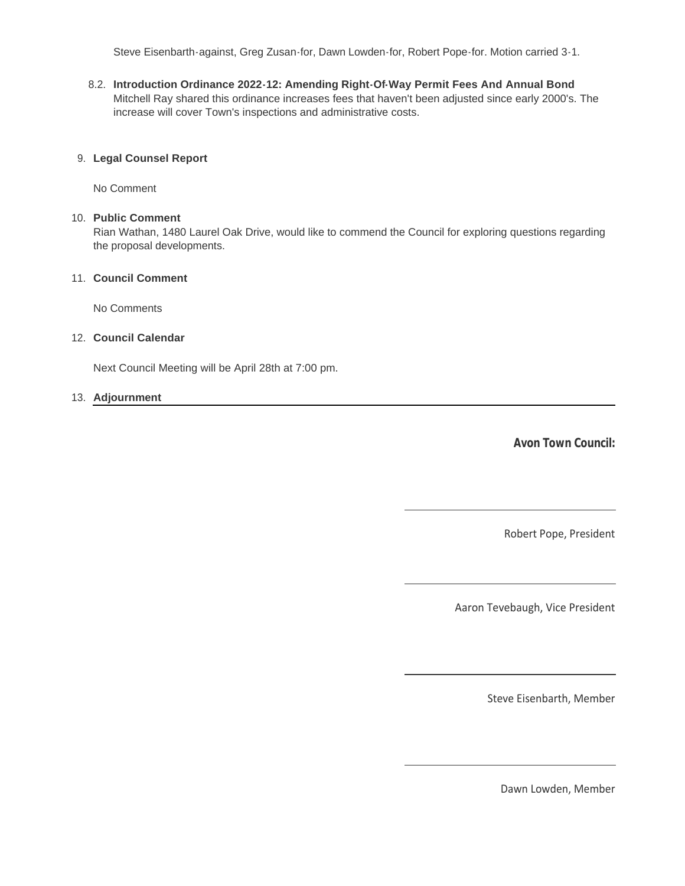Steve Eisenbarth-against, Greg Zusan-for, Dawn Lowden-for, Robert Pope-for. Motion carried 3-1.

8.2. **Introduction Ordinance 2022-12: Amending Right-Of-Way Permit Fees And Annual Bond**
Mitchell Ray shared this ordinance increases fees that haven't been adjusted since early 2000's. The increase will cover Town's inspections and administrative costs.

9. **Legal Counsel Report**

No Comment

10. **Public Comment**
Rian Wathan, 1480 Laurel Oak Drive, would like to commend the Council for exploring questions regarding the proposal developments.

11. **Council Comment**

No Comments

12. **Council Calendar**

Next Council Meeting will be April 28th at 7:00 pm.

13. **Adjournment**

**Avon Town Council:**

______________________________

Robert Pope, President

______________________________

Aaron Tevebaugh, Vice President

______________________________

Steve Eisenbarth, Member

______________________________

Dawn Lowden, Member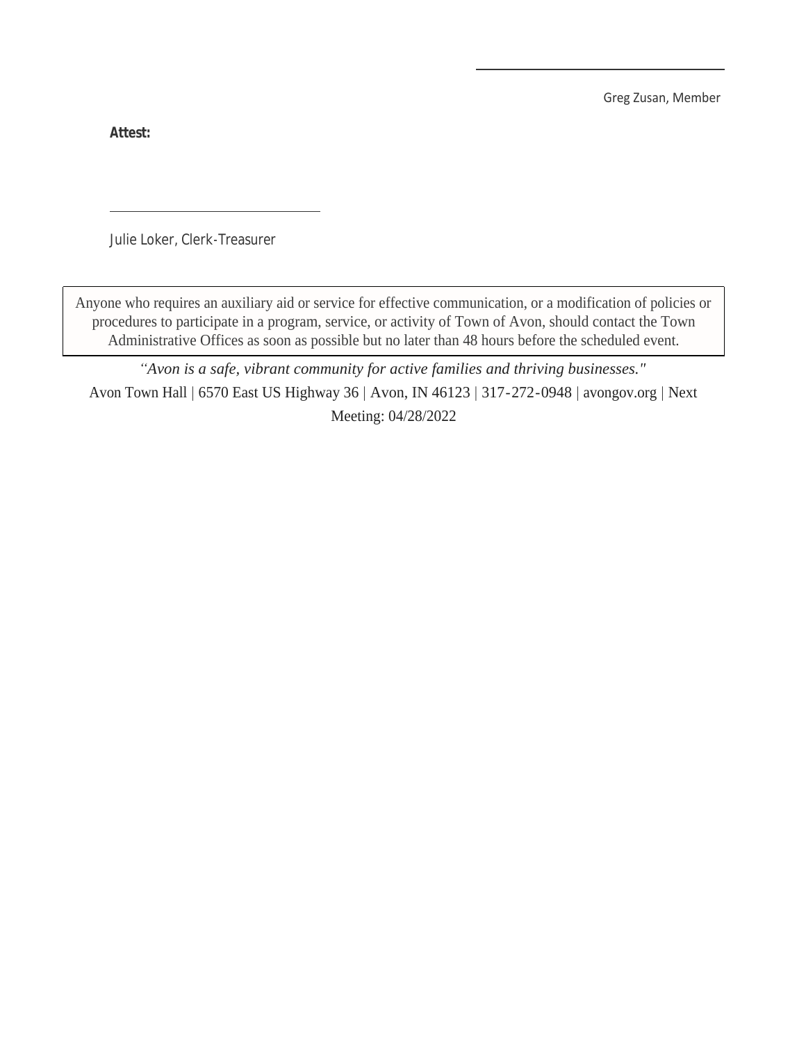\_\_\_\_\_\_\_\_\_\_\_\_\_\_\_\_\_\_\_\_\_\_\_\_\_\_\_\_\_\_

Greg Zusan, Member

**Attest:**

\_\_\_\_\_\_\_\_\_\_\_\_\_\_\_\_\_\_\_\_\_\_\_\_\_\_\_\_\_\_

Julie Loker, Clerk-Treasurer

Anyone who requires an auxiliary aid or service for effective communication, or a modification of policies or procedures to participate in a program, service, or activity of Town of Avon, should contact the Town Administrative Offices as soon as possible but no later than 48 hours before the scheduled event.

*"Avon is a safe, vibrant community for active families and thriving businesses."*

Avon Town Hall | 6570 East US Highway 36 | Avon, IN 46123 | 317-272-0948 | avongov.org | Next Meeting: 04/28/2022